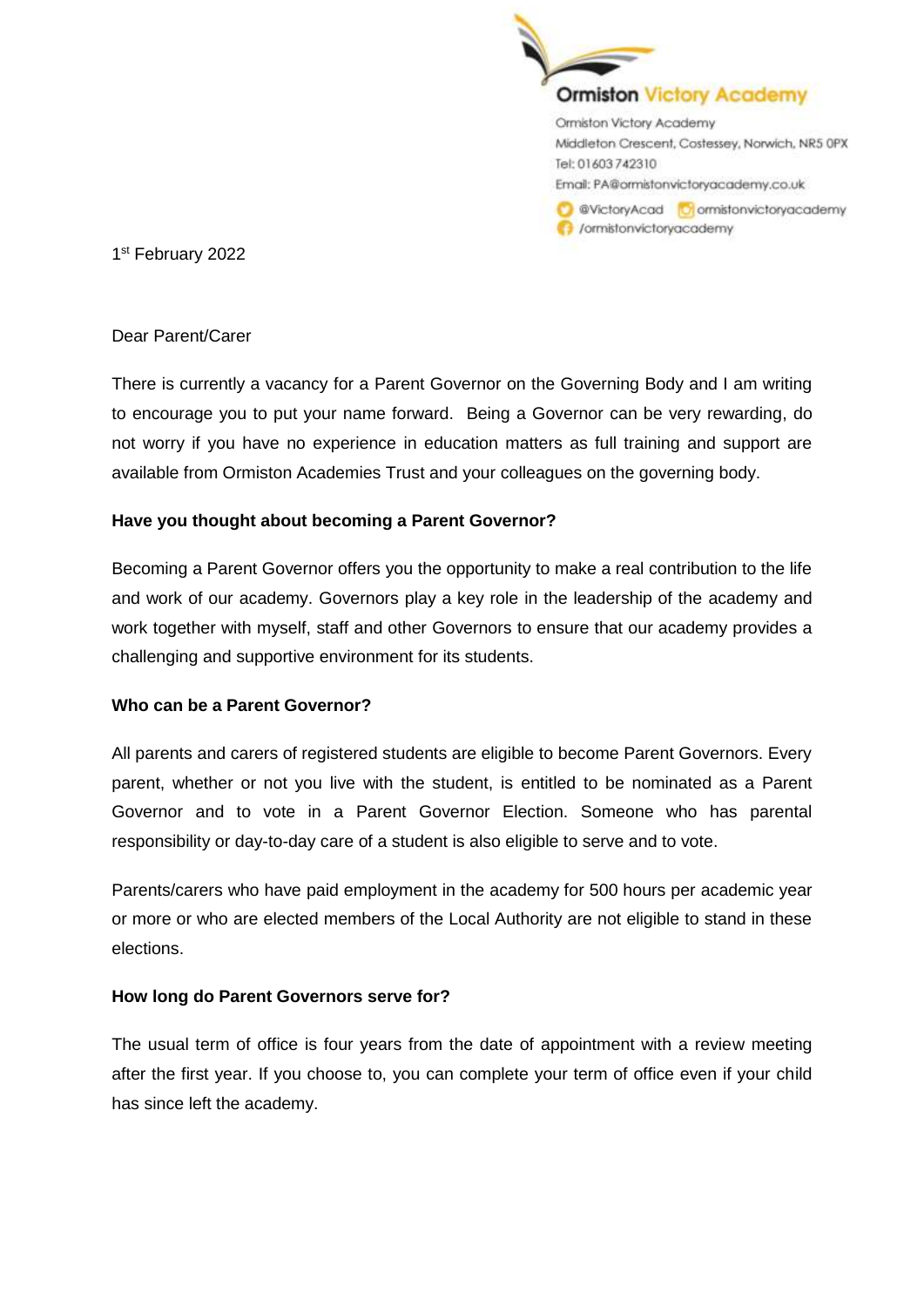**Ormiston Victory Academy**

Ormiston Victory Academy
Middleton Crescent, Costessey, Norwich, NR5 0PX
Tel: 01603 742310
Email: PA@ormistonvictoryacademy.co.uk
@VictoryAcad ormistonvictoryacademy
/ormistonvictoryacademy

1st February 2022

Dear Parent/Carer

There is currently a vacancy for a Parent Governor on the Governing Body and I am writing to encourage you to put your name forward. Being a Governor can be very rewarding, do not worry if you have no experience in education matters as full training and support are available from Ormiston Academies Trust and your colleagues on the governing body.

**Have you thought about becoming a Parent Governor?**

Becoming a Parent Governor offers you the opportunity to make a real contribution to the life and work of our academy. Governors play a key role in the leadership of the academy and work together with myself, staff and other Governors to ensure that our academy provides a challenging and supportive environment for its students.

**Who can be a Parent Governor?**

All parents and carers of registered students are eligible to become Parent Governors. Every parent, whether or not you live with the student, is entitled to be nominated as a Parent Governor and to vote in a Parent Governor Election. Someone who has parental responsibility or day-to-day care of a student is also eligible to serve and to vote.

Parents/carers who have paid employment in the academy for 500 hours per academic year or more or who are elected members of the Local Authority are not eligible to stand in these elections.

**How long do Parent Governors serve for?**

The usual term of office is four years from the date of appointment with a review meeting after the first year. If you choose to, you can complete your term of office even if your child has since left the academy.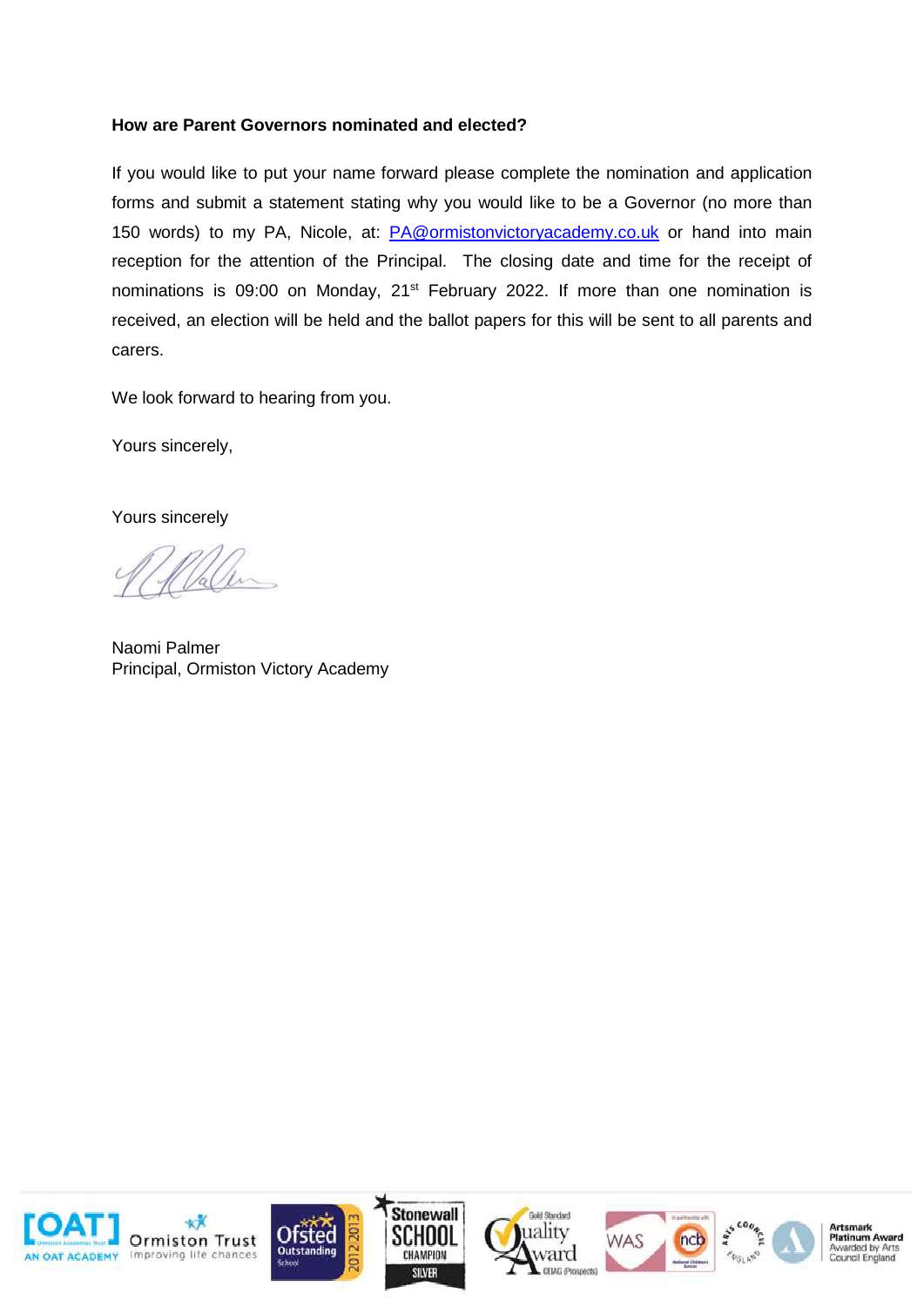**How are Parent Governors nominated and elected?**

If you would like to put your name forward please complete the nomination and application forms and submit a statement stating why you would like to be a Governor (no more than 150 words) to my PA, Nicole, at: PA@ormistonvictoryacademy.co.uk or hand into main reception for the attention of the Principal. The closing date and time for the receipt of nominations is 09:00 on Monday, 21st February 2022. If more than one nomination is received, an election will be held and the ballot papers for this will be sent to all parents and carers.

We look forward to hearing from you.

Yours sincerely,

Yours sincerely

Naomi Palmer
Principal, Ormiston Victory Academy